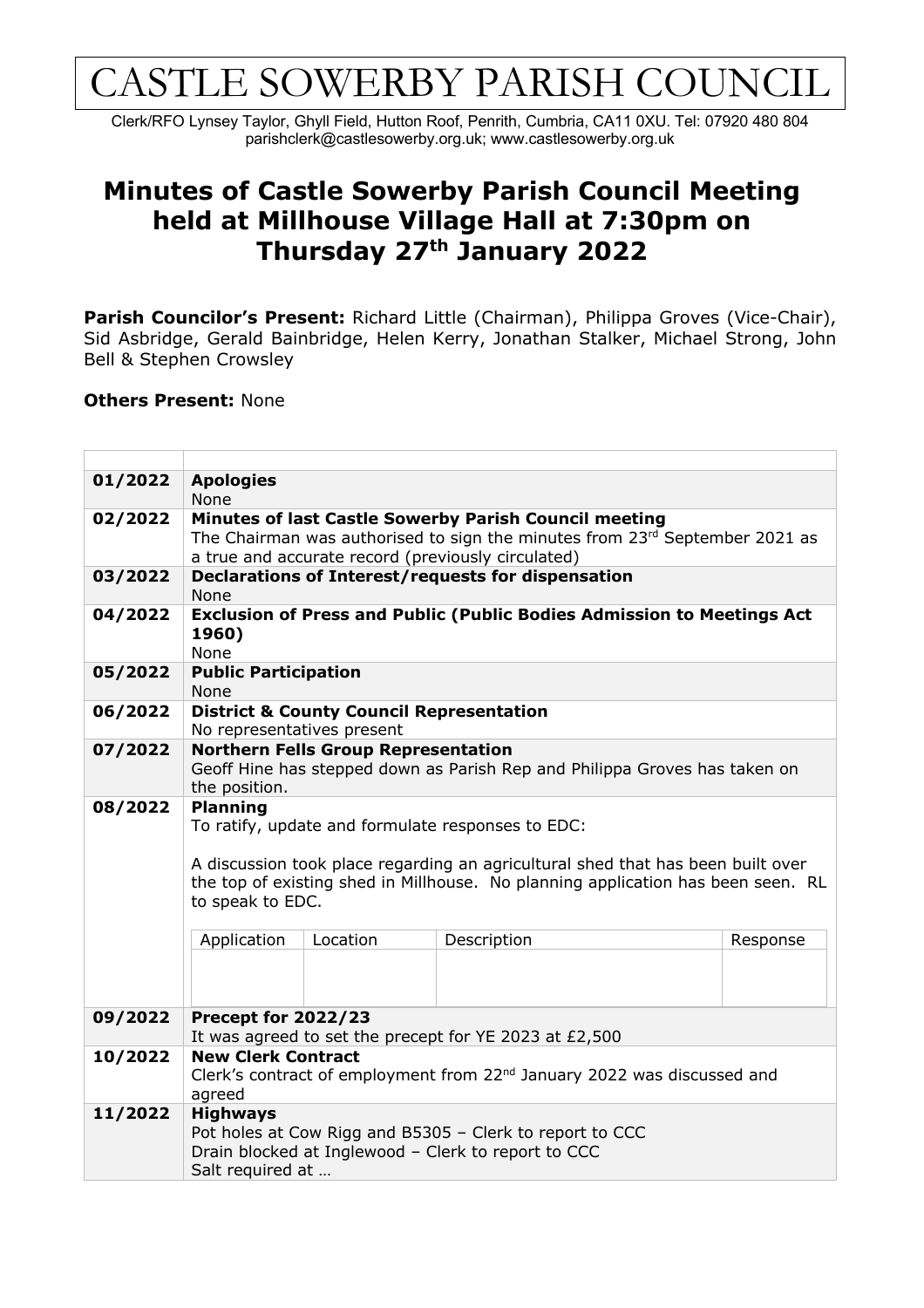# CASTLE SOWERBY PARISH COUNCIL

Clerk/RFO Lynsey Taylor, Ghyll Field, Hutton Roof, Penrith, Cumbria, CA11 0XU. Tel: 07920 480 804
parishclerk@castlesowerby.org.uk; www.castlesowerby.org.uk

## Minutes of Castle Sowerby Parish Council Meeting held at Millhouse Village Hall at 7:30pm on Thursday 27th January 2022

**Parish Councilor's Present:** Richard Little (Chairman), Philippa Groves (Vice-Chair), Sid Asbridge, Gerald Bainbridge, Helen Kerry, Jonathan Stalker, Michael Strong, John Bell & Stephen Crowsley

**Others Present:** None

| | |
|---|---|
| **01/2022** | **Apologies**<br>None |
| **02/2022** | **Minutes of last Castle Sowerby Parish Council meeting**<br>The Chairman was authorised to sign the minutes from 23rd September 2021 as a true and accurate record (previously circulated) |
| **03/2022** | **Declarations of Interest/requests for dispensation**<br>None |
| **04/2022** | **Exclusion of Press and Public (Public Bodies Admission to Meetings Act 1960)**<br>None |
| **05/2022** | **Public Participation**<br>None |
| **06/2022** | **District & County Council Representation**<br>No representatives present |
| **07/2022** | **Northern Fells Group Representation**<br>Geoff Hine has stepped down as Parish Rep and Philippa Groves has taken on the position. |
| **08/2022** | **Planning**<br>To ratify, update and formulate responses to EDC:<br><br>A discussion took place regarding an agricultural shed that has been built over the top of existing shed in Millhouse. No planning application has been seen. RL to speak to EDC. |
| **09/2022** | **Precept for 2022/23**<br>It was agreed to set the precept for YE 2023 at £2,500 |
| **10/2022** | **New Clerk Contract**<br>Clerk's contract of employment from 22nd January 2022 was discussed and agreed |
| **11/2022** | **Highways**<br>Pot holes at Cow Rigg and B5305 – Clerk to report to CCC<br>Drain blocked at Inglewood – Clerk to report to CCC<br>Salt required at … |

Planning applications (under 08/2022):

| Application | Location | Description | Response |
|---|---|---|---|
| | | | |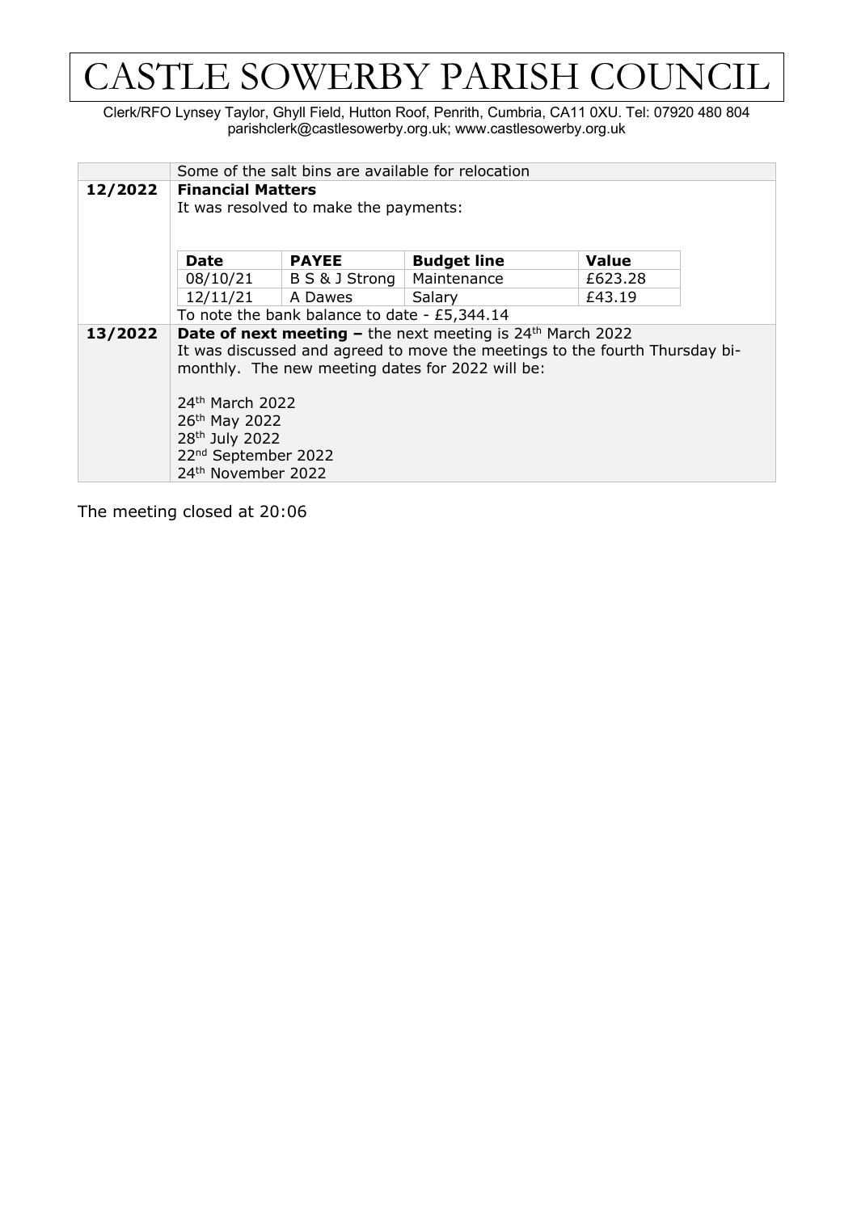# CASTLE SOWERBY PARISH COUNCIL

Clerk/RFO Lynsey Taylor, Ghyll Field, Hutton Roof, Penrith, Cumbria, CA11 0XU. Tel: 07920 480 804
parishclerk@castlesowerby.org.uk; www.castlesowerby.org.uk

| | |
|---|---|
| | Some of the salt bins are available for relocation |
| **12/2022** | **Financial Matters**<br>It was resolved to make the payments:<br><br>**Date** / **PAYEE** / **Budget line** / **Value**<br>08/10/21 / B S & J Strong / Maintenance / £623.28<br>12/11/21 / A Dawes / Salary / £43.19<br><br>To note the bank balance to date - £5,344.14 |
| **13/2022** | **Date of next meeting –** the next meeting is 24th March 2022<br>It was discussed and agreed to move the meetings to the fourth Thursday bi-monthly. The new meeting dates for 2022 will be:<br><br>24th March 2022<br>26th May 2022<br>28th July 2022<br>22nd September 2022<br>24th November 2022 |

Payments table (item 12/2022):

| Date | PAYEE | Budget line | Value |
|---|---|---|---|
| 08/10/21 | B S & J Strong | Maintenance | £623.28 |
| 12/11/21 | A Dawes | Salary | £43.19 |

The meeting closed at 20:06